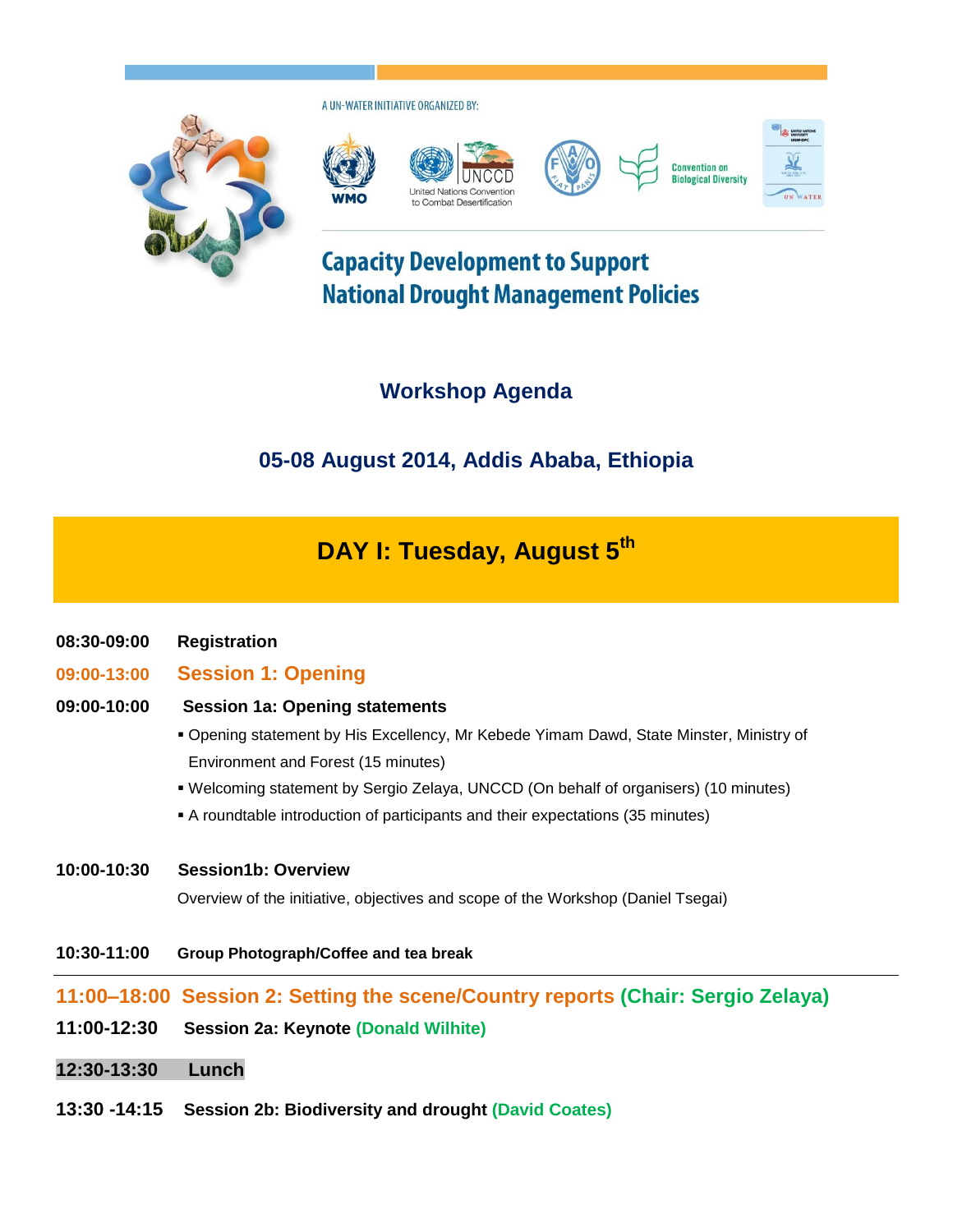A UN-WATER INITIATIVE ORGANIZED BY:

WMO | UNCCD United Nations Convention to Combat Desertification | FAO | Convention on Biological Diversity | UN WATER

# Capacity Development to Support National Drought Management Policies

## Workshop Agenda

### 05-08 August 2014, Addis Ababa, Ethiopia

## DAY I: Tuesday, August 5th

**08:30-09:00** **Registration**

**09:00-13:00** **Session 1: Opening**

**09:00-10:00** **Session 1a: Opening statements**

- Opening statement by His Excellency, Mr Kebede Yimam Dawd, State Minster, Ministry of Environment and Forest (15 minutes)
- Welcoming statement by Sergio Zelaya, UNCCD (On behalf of organisers) (10 minutes)
- A roundtable introduction of participants and their expectations (35 minutes)

**10:00-10:30** **Session1b: Overview**

Overview of the initiative, objectives and scope of the Workshop (Daniel Tsegai)

**10:30-11:00** **Group Photograph/Coffee and tea break**

---

**11:00–18:00** **Session 2: Setting the scene/Country reports (Chair: Sergio Zelaya)**

**11:00-12:30** **Session 2a: Keynote (Donald Wilhite)**

**12:30-13:30** **Lunch**

**13:30 -14:15** **Session 2b: Biodiversity and drought (David Coates)**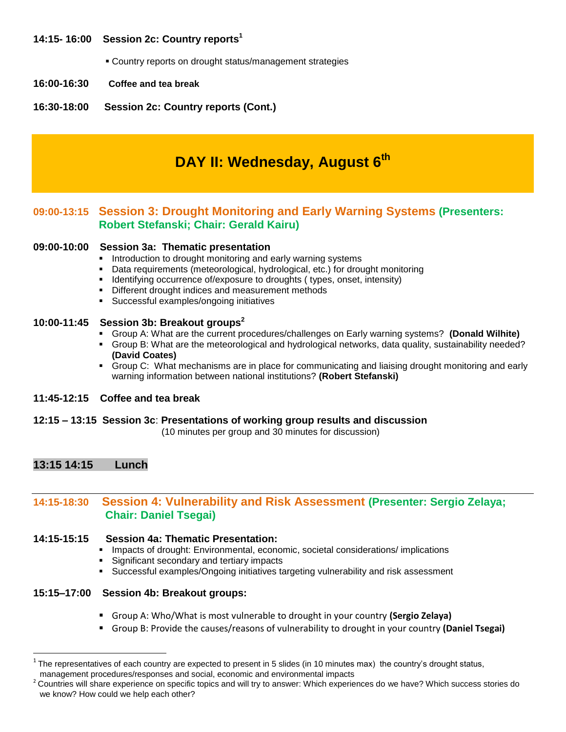**14:15- 16:00 Session 2c: Country reports[1]**

- Country reports on drought status/management strategies

**16:00-16:30 Coffee and tea break**

**16:30-18:00 Session 2c: Country reports (Cont.)**

# DAY II: Wednesday, August 6th

## 09:00-13:15 Session 3: Drought Monitoring and Early Warning Systems (Presenters: Robert Stefanski; Chair: Gerald Kairu)

**09:00-10:00 Session 3a: Thematic presentation**

- Introduction to drought monitoring and early warning systems
- Data requirements (meteorological, hydrological, etc.) for drought monitoring
- Identifying occurrence of/exposure to droughts ( types, onset, intensity)
- Different drought indices and measurement methods
- Successful examples/ongoing initiatives

**10:00-11:45 Session 3b: Breakout groups[2]**

- Group A: What are the current procedures/challenges on Early warning systems? **(Donald Wilhite)**
- Group B: What are the meteorological and hydrological networks, data quality, sustainability needed? **(David Coates)**
- Group C: What mechanisms are in place for communicating and liaising drought monitoring and early warning information between national institutions? **(Robert Stefanski)**

**11:45-12:15 Coffee and tea break**

**12:15 – 13:15 Session 3c: Presentations of working group results and discussion**
(10 minutes per group and 30 minutes for discussion)

**13:15 14:15 Lunch**

## 14:15-18:30 Session 4: Vulnerability and Risk Assessment (Presenter: Sergio Zelaya; Chair: Daniel Tsegai)

**14:15-15:15 Session 4a: Thematic Presentation:**

- Impacts of drought: Environmental, economic, societal considerations/ implications
- Significant secondary and tertiary impacts
- Successful examples/Ongoing initiatives targeting vulnerability and risk assessment

**15:15–17:00 Session 4b: Breakout groups:**

- Group A: Who/What is most vulnerable to drought in your country **(Sergio Zelaya)**
- Group B: Provide the causes/reasons of vulnerability to drought in your country **(Daniel Tsegai)**

---

[1] The representatives of each country are expected to present in 5 slides (in 10 minutes max) the country's drought status, management procedures/responses and social, economic and environmental impacts

[2] Countries will share experience on specific topics and will try to answer: Which experiences do we have? Which success stories do we know? How could we help each other?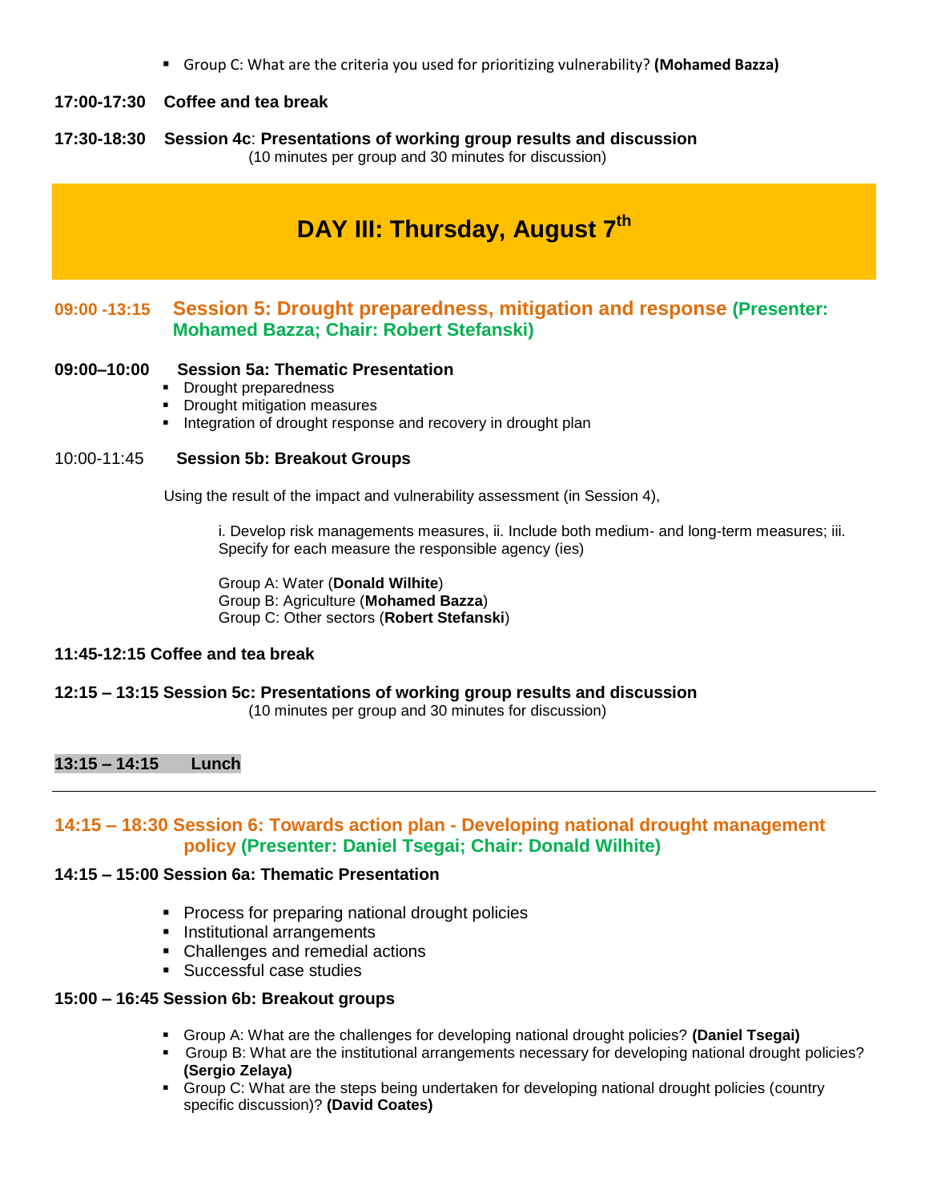- Group C: What are the criteria you used for prioritizing vulnerability? **(Mohamed Bazza)**

**17:00-17:30 Coffee and tea break**

**17:30-18:30 Session 4c**: **Presentations of working group results and discussion**
(10 minutes per group and 30 minutes for discussion)

# DAY III: Thursday, August 7th

## 09:00 -13:15 Session 5: Drought preparedness, mitigation and response (Presenter: Mohamed Bazza; Chair: Robert Stefanski)

**09:00–10:00 Session 5a: Thematic Presentation**

- Drought preparedness
- Drought mitigation measures
- Integration of drought response and recovery in drought plan

10:00-11:45 **Session 5b: Breakout Groups**

Using the result of the impact and vulnerability assessment (in Session 4),

i. Develop risk managements measures, ii. Include both medium- and long-term measures; iii. Specify for each measure the responsible agency (ies)

Group A: Water (**Donald Wilhite**)
Group B: Agriculture (**Mohamed Bazza**)
Group C: Other sectors (**Robert Stefanski**)

**11:45-12:15 Coffee and tea break**

**12:15 – 13:15 Session 5c: Presentations of working group results and discussion**
(10 minutes per group and 30 minutes for discussion)

**13:15 – 14:15 Lunch**

---

## 14:15 – 18:30 Session 6: Towards action plan - Developing national drought management policy (Presenter: Daniel Tsegai; Chair: Donald Wilhite)

**14:15 – 15:00 Session 6a: Thematic Presentation**

- Process for preparing national drought policies
- Institutional arrangements
- Challenges and remedial actions
- Successful case studies

**15:00 – 16:45 Session 6b: Breakout groups**

- Group A: What are the challenges for developing national drought policies? **(Daniel Tsegai)**
- Group B: What are the institutional arrangements necessary for developing national drought policies? **(Sergio Zelaya)**
- Group C: What are the steps being undertaken for developing national drought policies (country specific discussion)? **(David Coates)**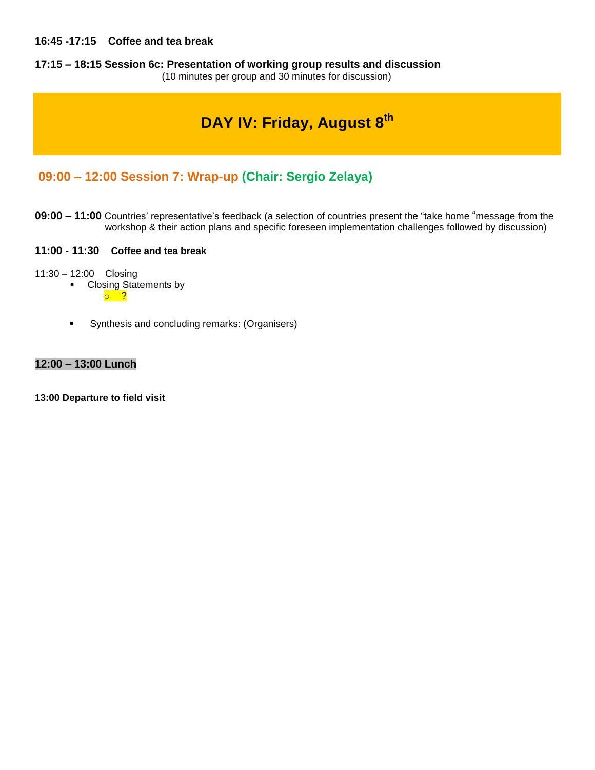**16:45 -17:15 Coffee and tea break**

**17:15 – 18:15 Session 6c: Presentation of working group results and discussion**
(10 minutes per group and 30 minutes for discussion)

# DAY IV: Friday, August 8th

## 09:00 – 12:00 Session 7: Wrap-up (Chair: Sergio Zelaya)

**09:00 – 11:00** Countries' representative's feedback (a selection of countries present the "take home "message from the workshop & their action plans and specific foreseen implementation challenges followed by discussion)

**11:00 - 11:30 Coffee and tea break**

11:30 – 12:00 Closing

- Closing Statements by
  - ?
- Synthesis and concluding remarks: (Organisers)

**12:00 – 13:00 Lunch**

**13:00 Departure to field visit**